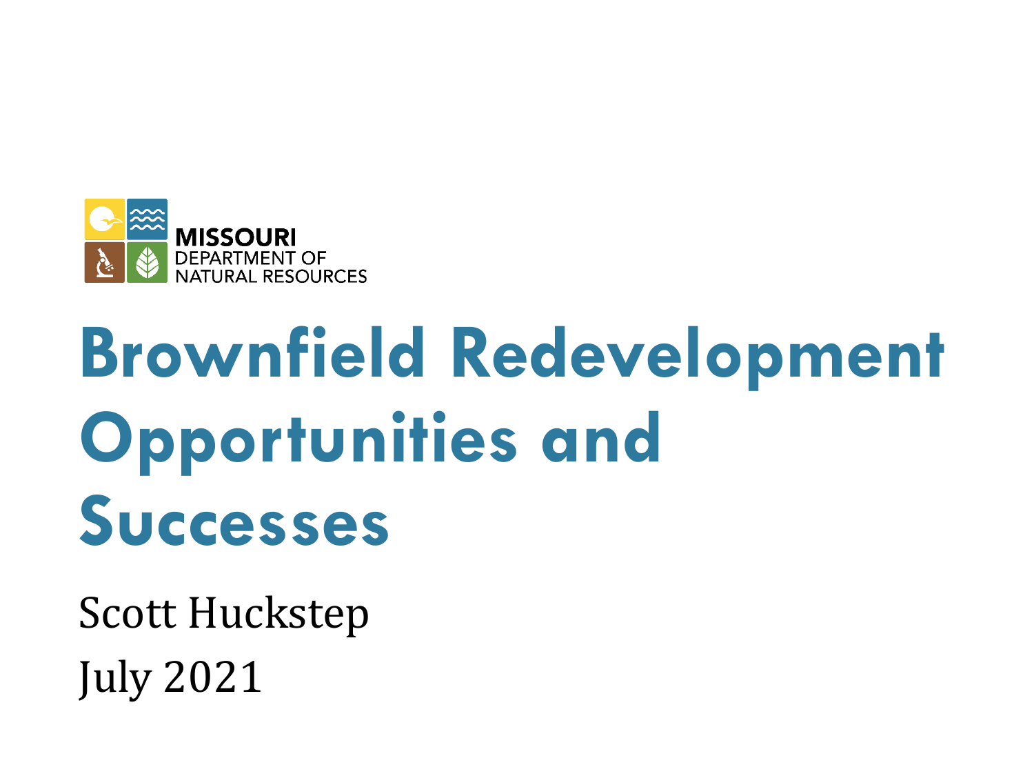MISSOURI
DEPARTMENT OF
NATURAL RESOURCES

# Brownfield Redevelopment Opportunities and Successes

Scott Huckstep

July 2021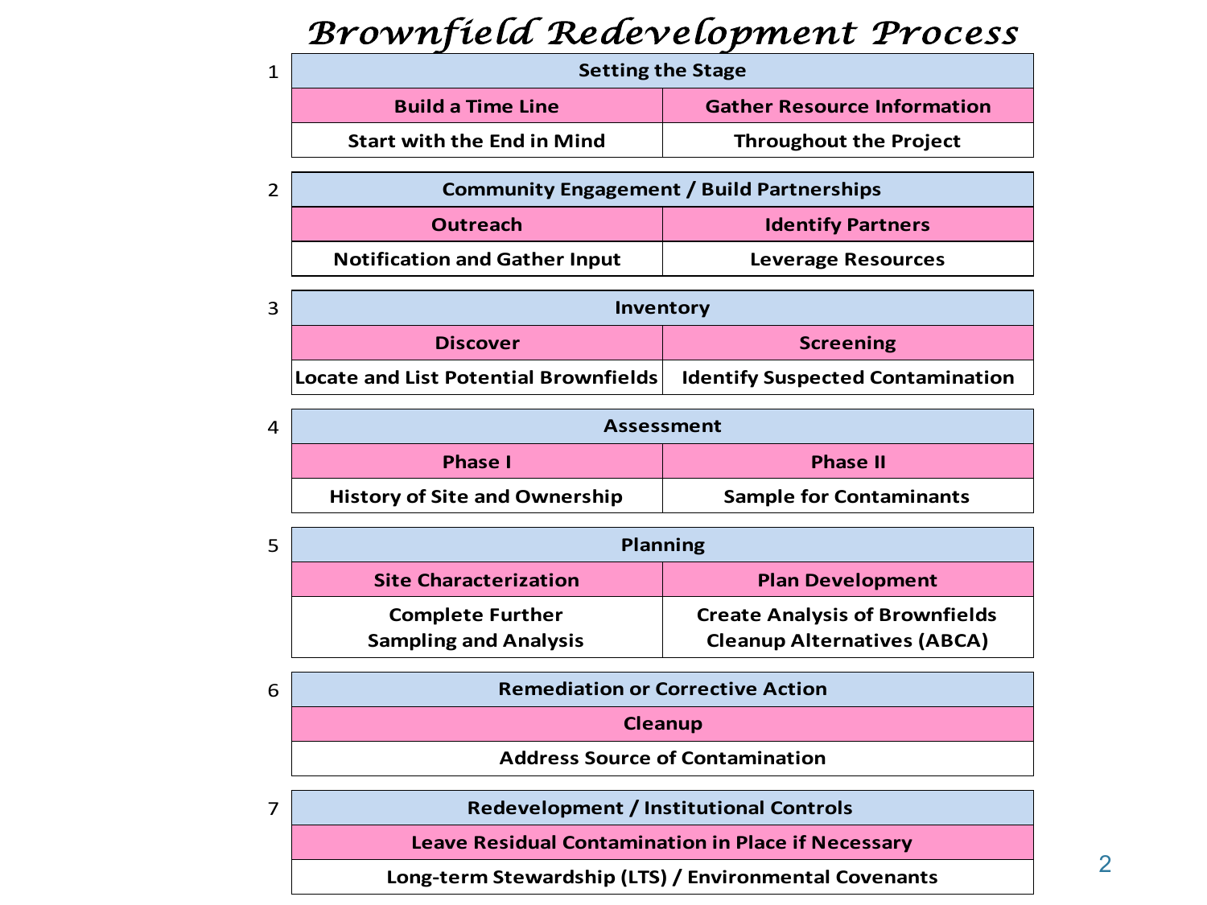# Brownfield Redevelopment Process

**1**

| Setting the Stage | |
|---|---|
| **Build a Time Line** | **Gather Resource Information** |
| Start with the End in Mind | Throughout the Project |

**2**

| Community Engagement / Build Partnerships | |
|---|---|
| **Outreach** | **Identify Partners** |
| Notification and Gather Input | Leverage Resources |

**3**

| Inventory | |
|---|---|
| **Discover** | **Screening** |
| Locate and List Potential Brownfields | Identify Suspected Contamination |

**4**

| Assessment | |
|---|---|
| **Phase I** | **Phase II** |
| History of Site and Ownership | Sample for Contaminants |

**5**

| Planning | |
|---|---|
| **Site Characterization** | **Plan Development** |
| Complete Further Sampling and Analysis | Create Analysis of Brownfields Cleanup Alternatives (ABCA) |

**6**

| Remediation or Corrective Action |
|---|
| **Cleanup** |
| Address Source of Contamination |

**7**

| Redevelopment / Institutional Controls |
|---|
| **Leave Residual Contamination in Place if Necessary** |
| Long-term Stewardship (LTS) / Environmental Covenants |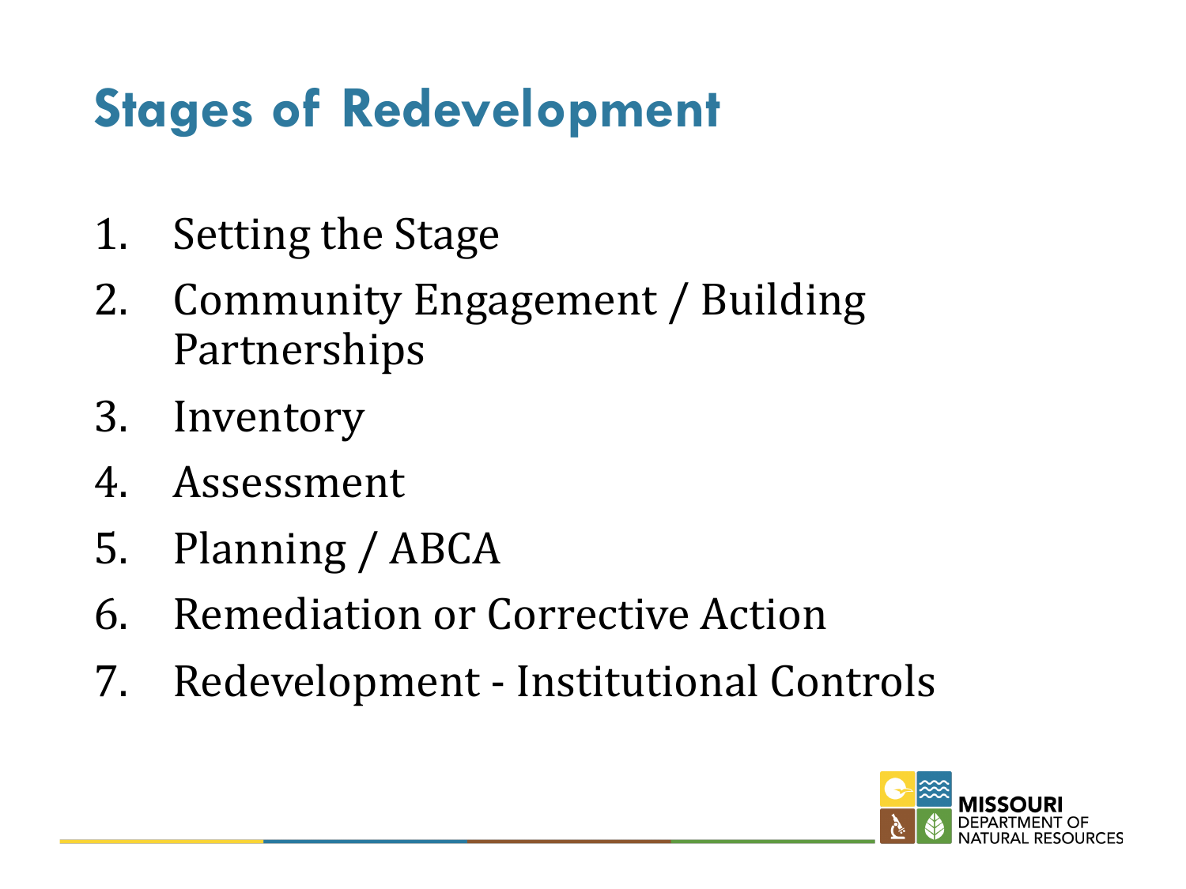# Stages of Redevelopment

1. Setting the Stage
2. Community Engagement / Building Partnerships
3. Inventory
4. Assessment
5. Planning / ABCA
6. Remediation or Corrective Action
7. Redevelopment - Institutional Controls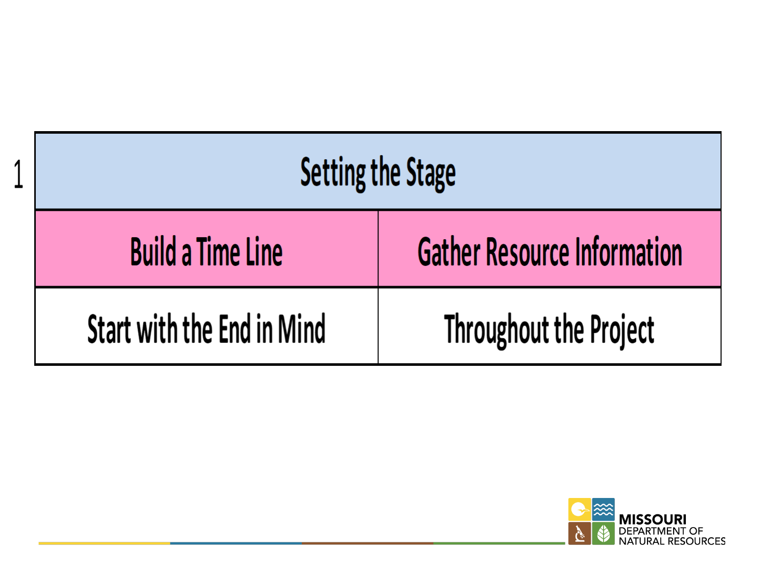| 1 | Setting the Stage | |
|---|---|---|
| | Build a Time Line | Gather Resource Information |
| | Start with the End in Mind | Throughout the Project |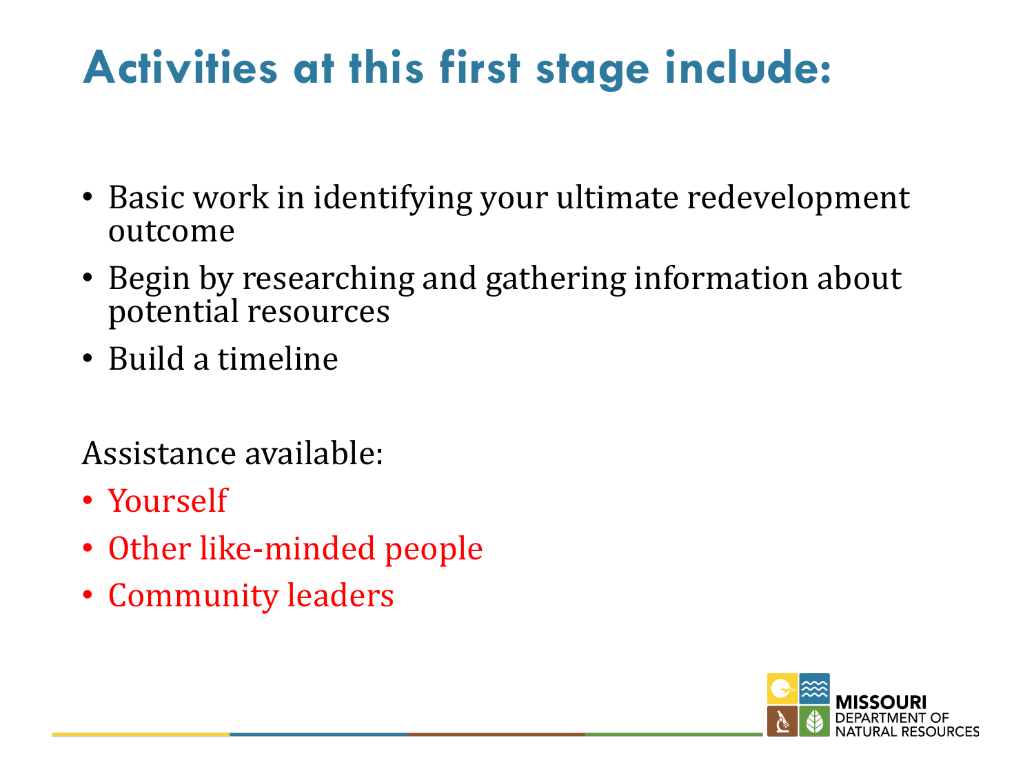# Activities at this first stage include:

- Basic work in identifying your ultimate redevelopment outcome
- Begin by researching and gathering information about potential resources
- Build a timeline

Assistance available:

- Yourself
- Other like-minded people
- Community leaders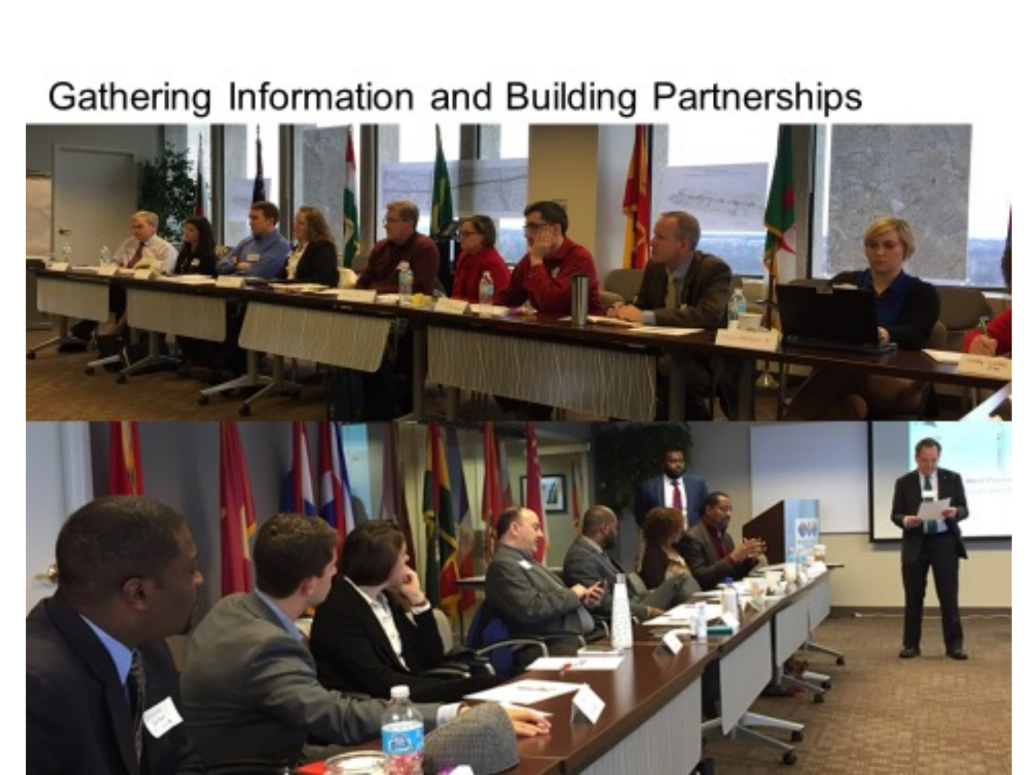# Gathering Information and Building Partnerships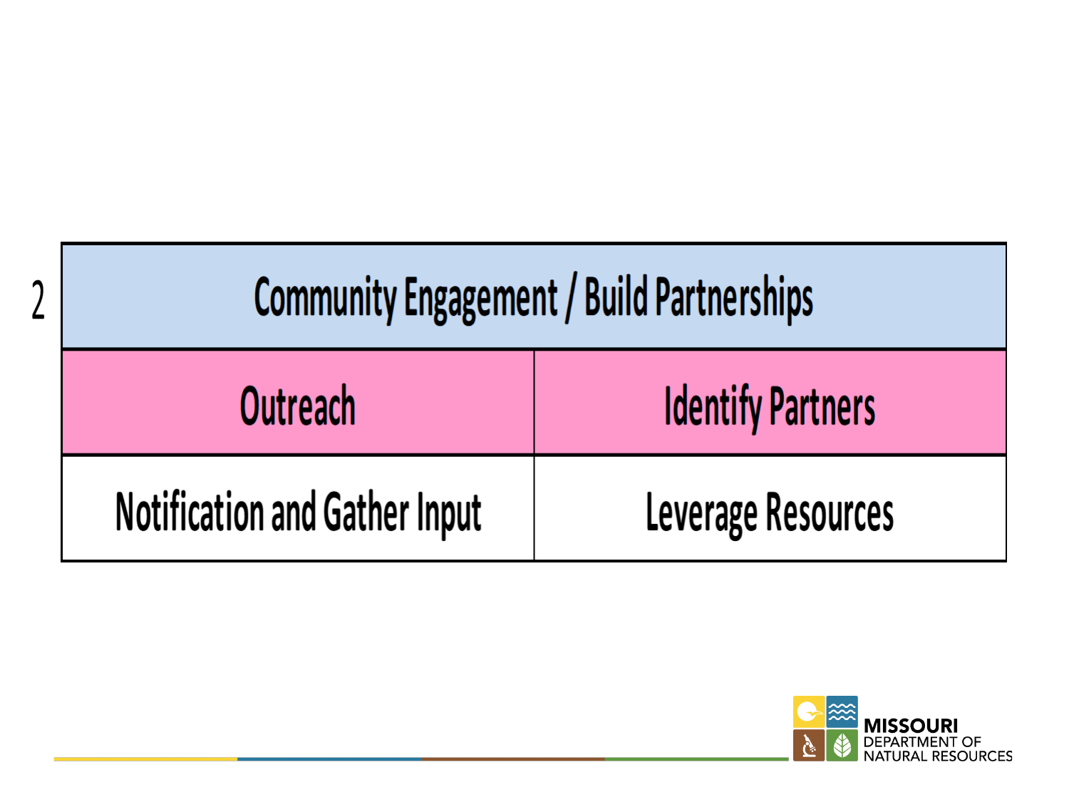2

| Community Engagement / Build Partnerships | |
|---|---|
| Outreach | Identify Partners |
| Notification and Gather Input | Leverage Resources |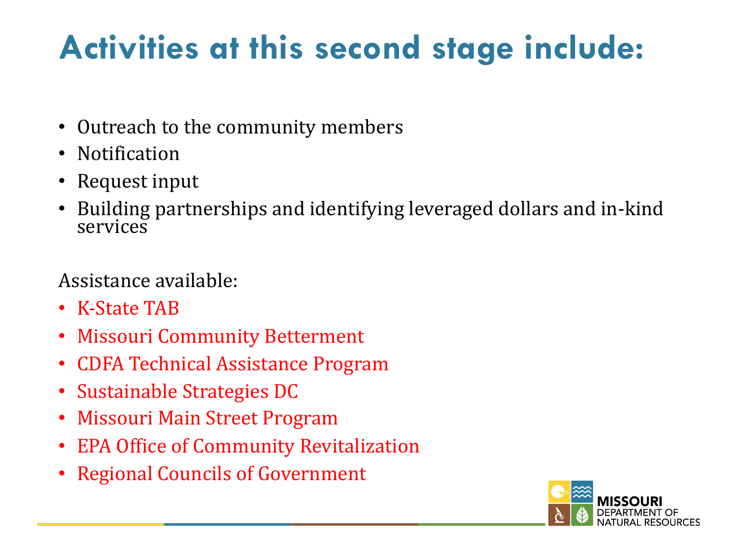# Activities at this second stage include:

- Outreach to the community members
- Notification
- Request input
- Building partnerships and identifying leveraged dollars and in-kind services

Assistance available:

- K-State TAB
- Missouri Community Betterment
- CDFA Technical Assistance Program
- Sustainable Strategies DC
- Missouri Main Street Program
- EPA Office of Community Revitalization
- Regional Councils of Government

MISSOURI DEPARTMENT OF NATURAL RESOURCES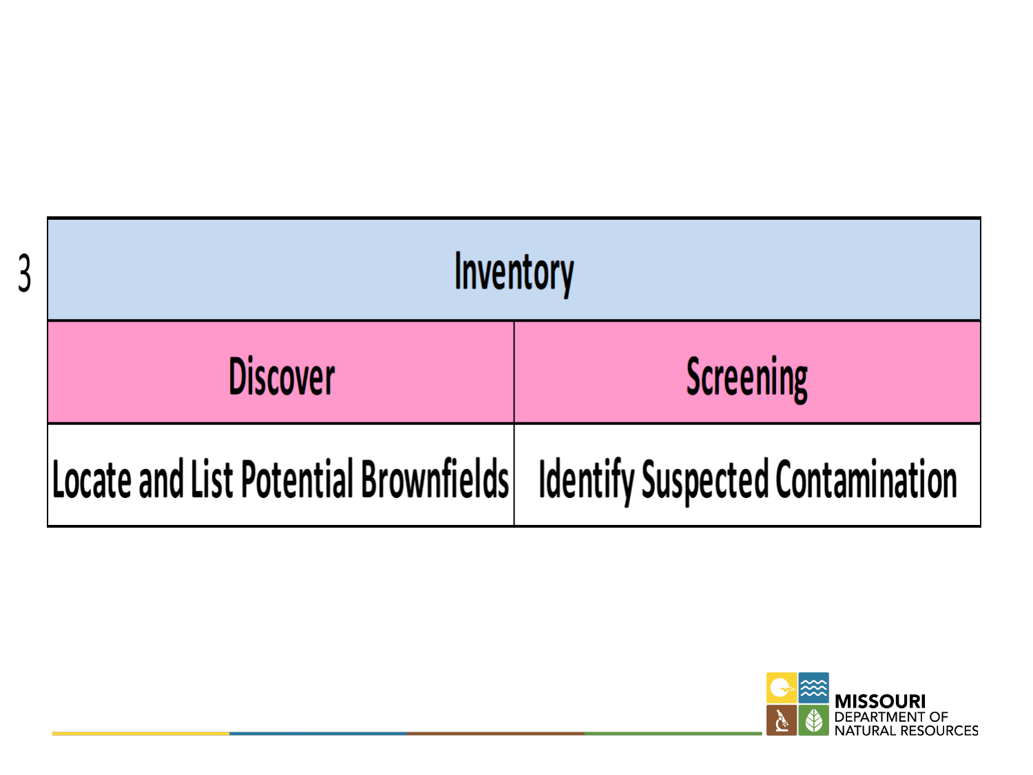3

| Inventory | |
|---|---|
| **Discover** | **Screening** |
| Locate and List Potential Brownfields | Identify Suspected Contamination |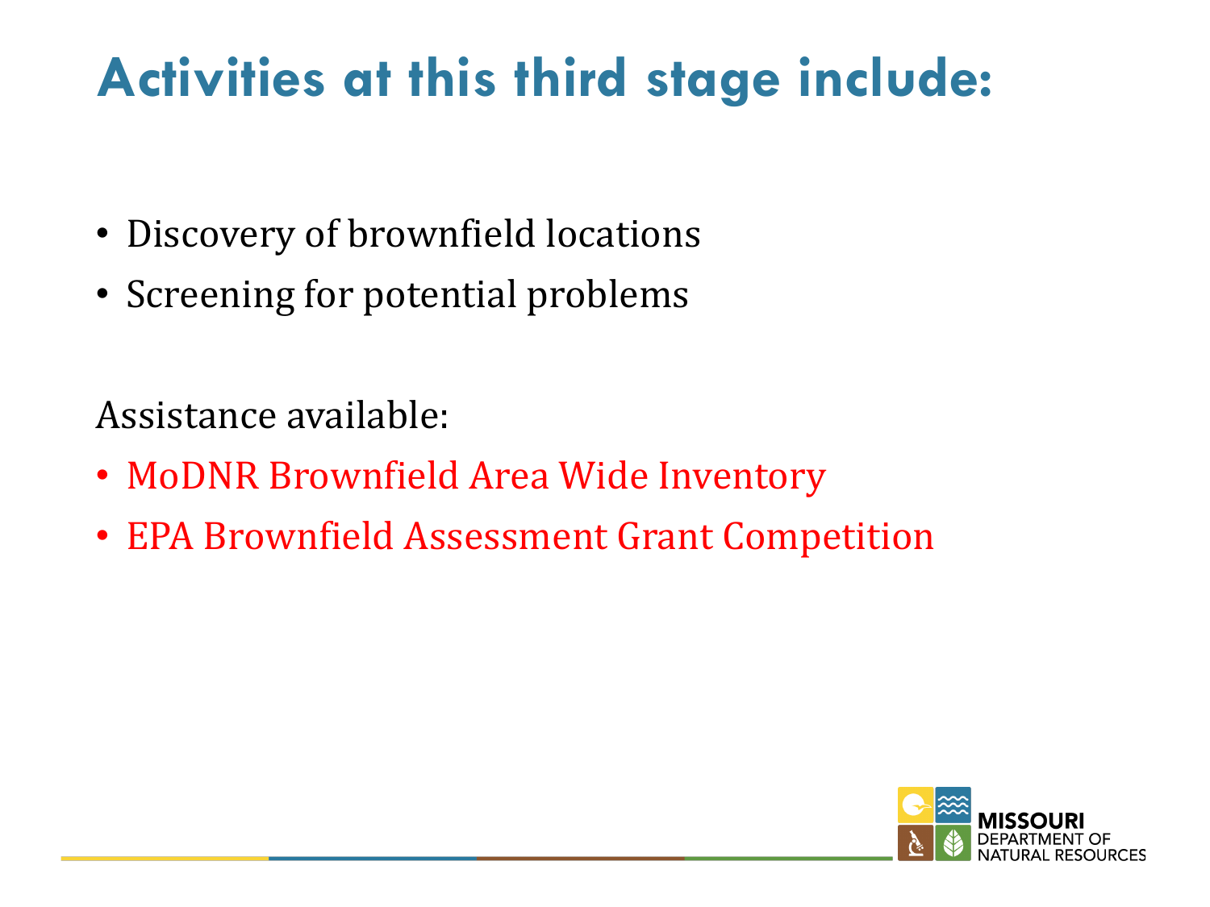# Activities at this third stage include:

- Discovery of brownfield locations
- Screening for potential problems

Assistance available:

- MoDNR Brownfield Area Wide Inventory
- EPA Brownfield Assessment Grant Competition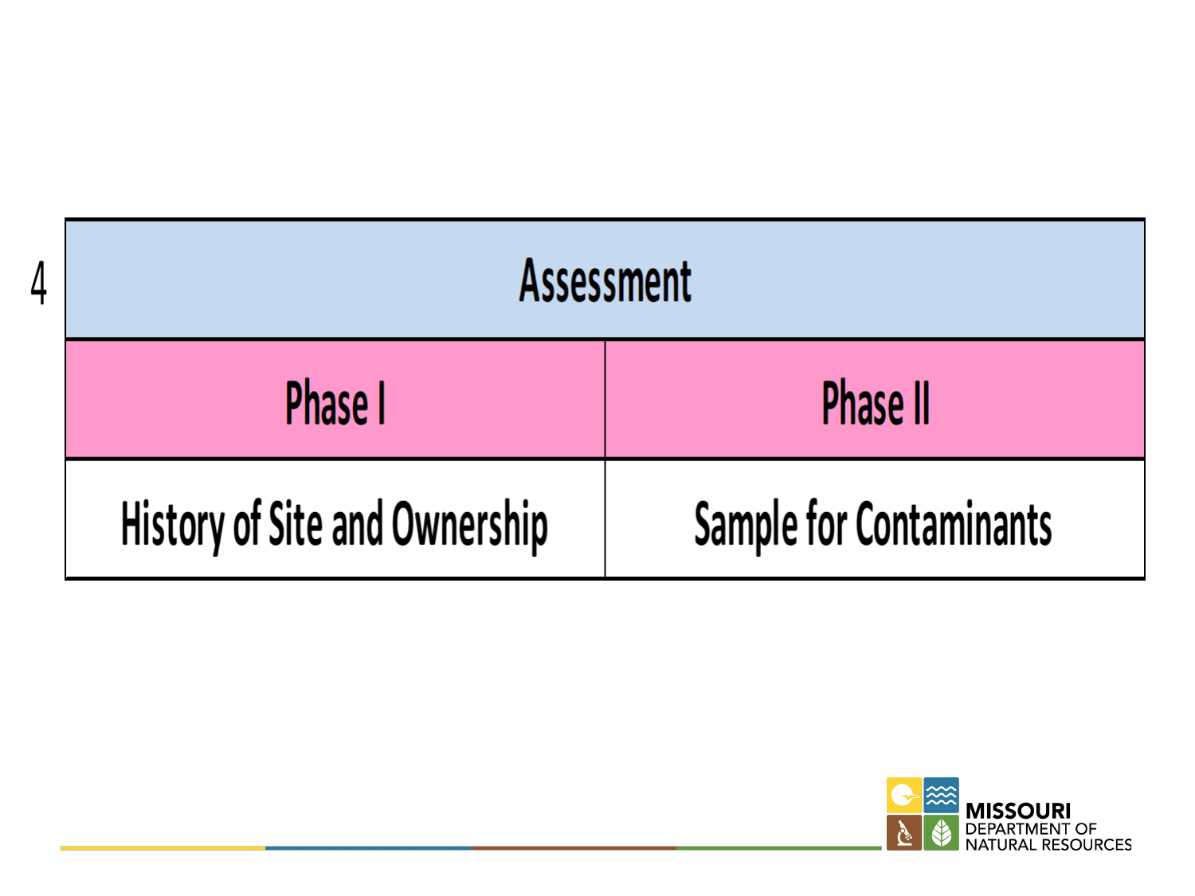4

| Assessment | |
|---|---|
| Phase I | Phase II |
| History of Site and Ownership | Sample for Contaminants |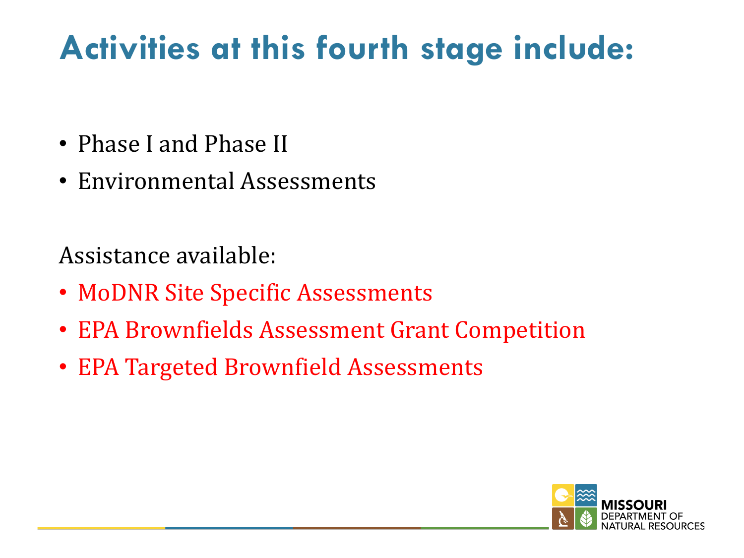# Activities at this fourth stage include:

- Phase I and Phase II
- Environmental Assessments

Assistance available:

- MoDNR Site Specific Assessments
- EPA Brownfields Assessment Grant Competition
- EPA Targeted Brownfield Assessments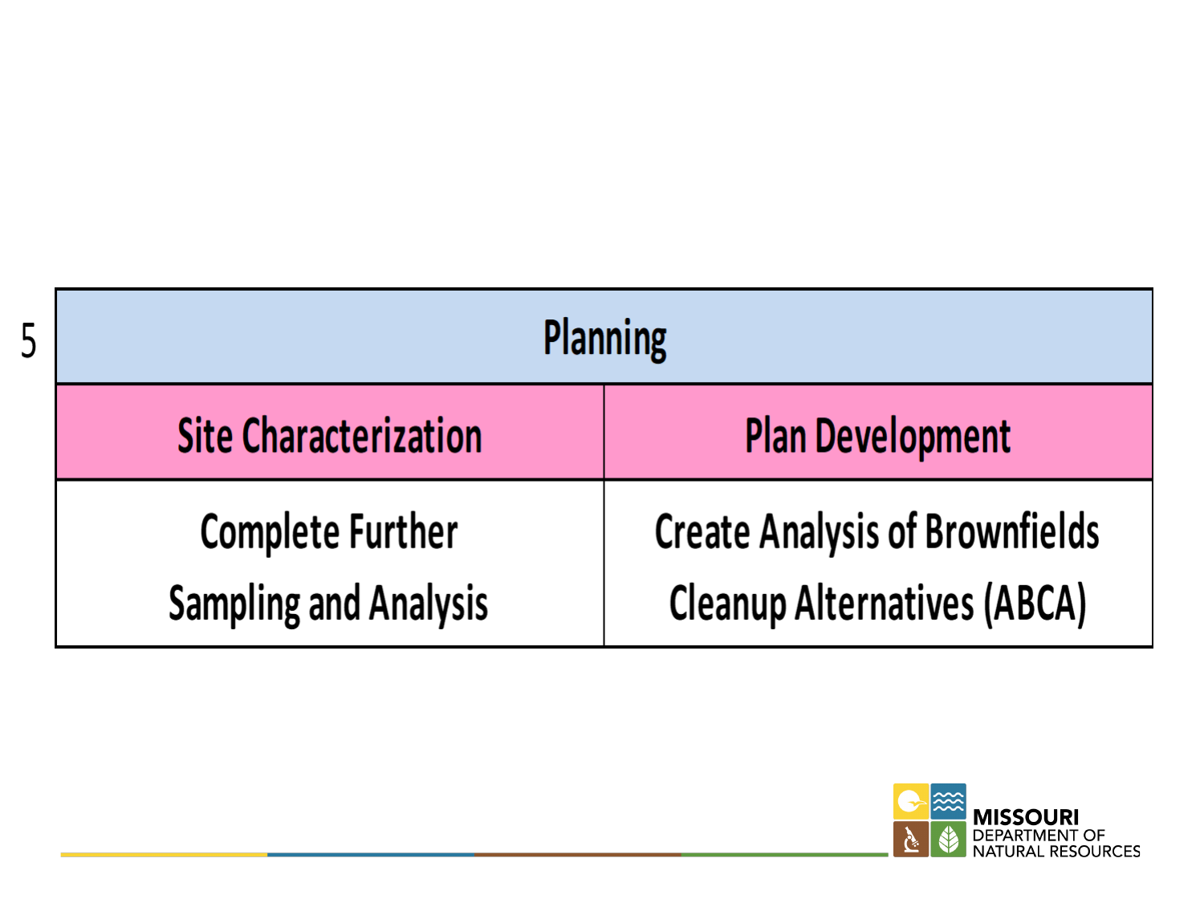5

| Planning | |
|---|---|
| **Site Characterization** | **Plan Development** |
| Complete Further Sampling and Analysis | Create Analysis of Brownfields Cleanup Alternatives (ABCA) |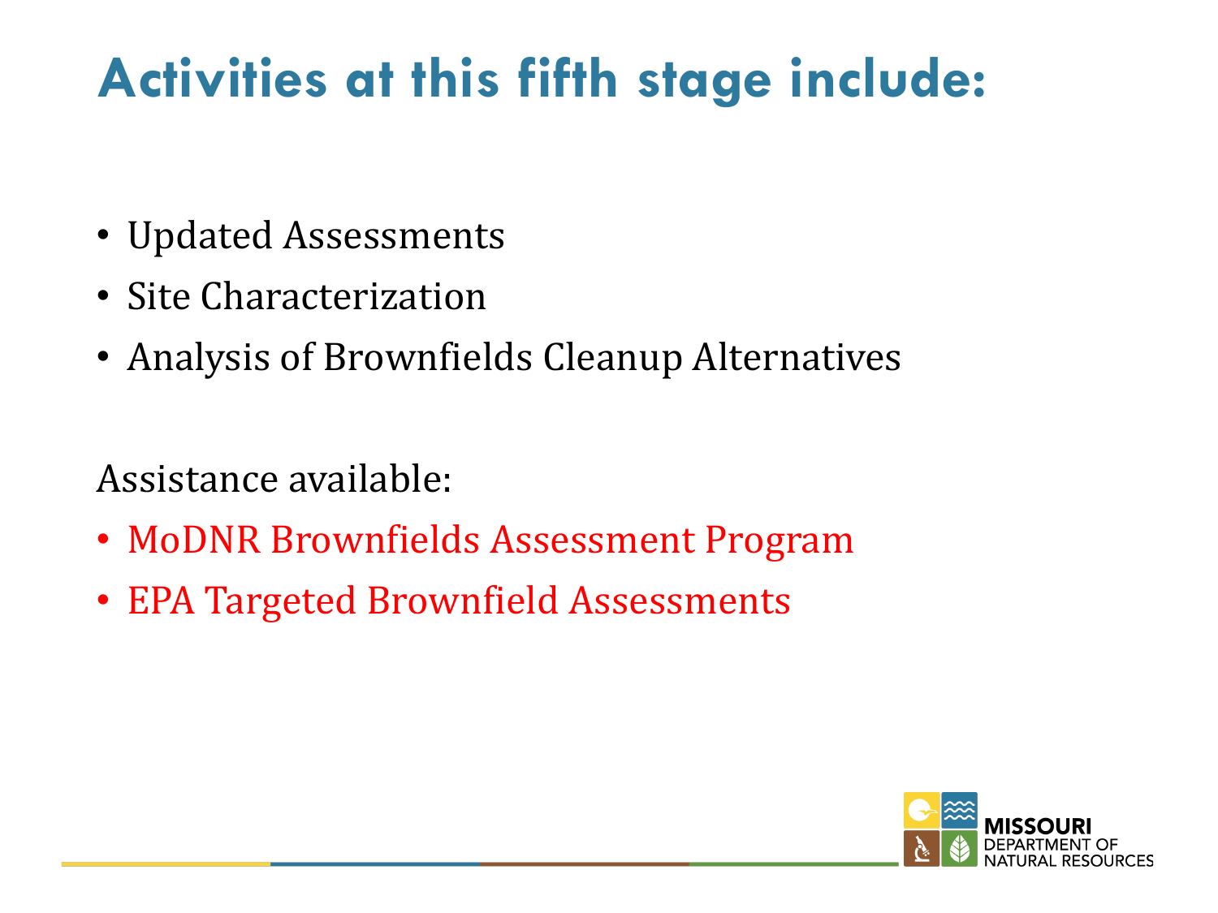# Activities at this fifth stage include:

- Updated Assessments
- Site Characterization
- Analysis of Brownfields Cleanup Alternatives

Assistance available:

- MoDNR Brownfields Assessment Program
- EPA Targeted Brownfield Assessments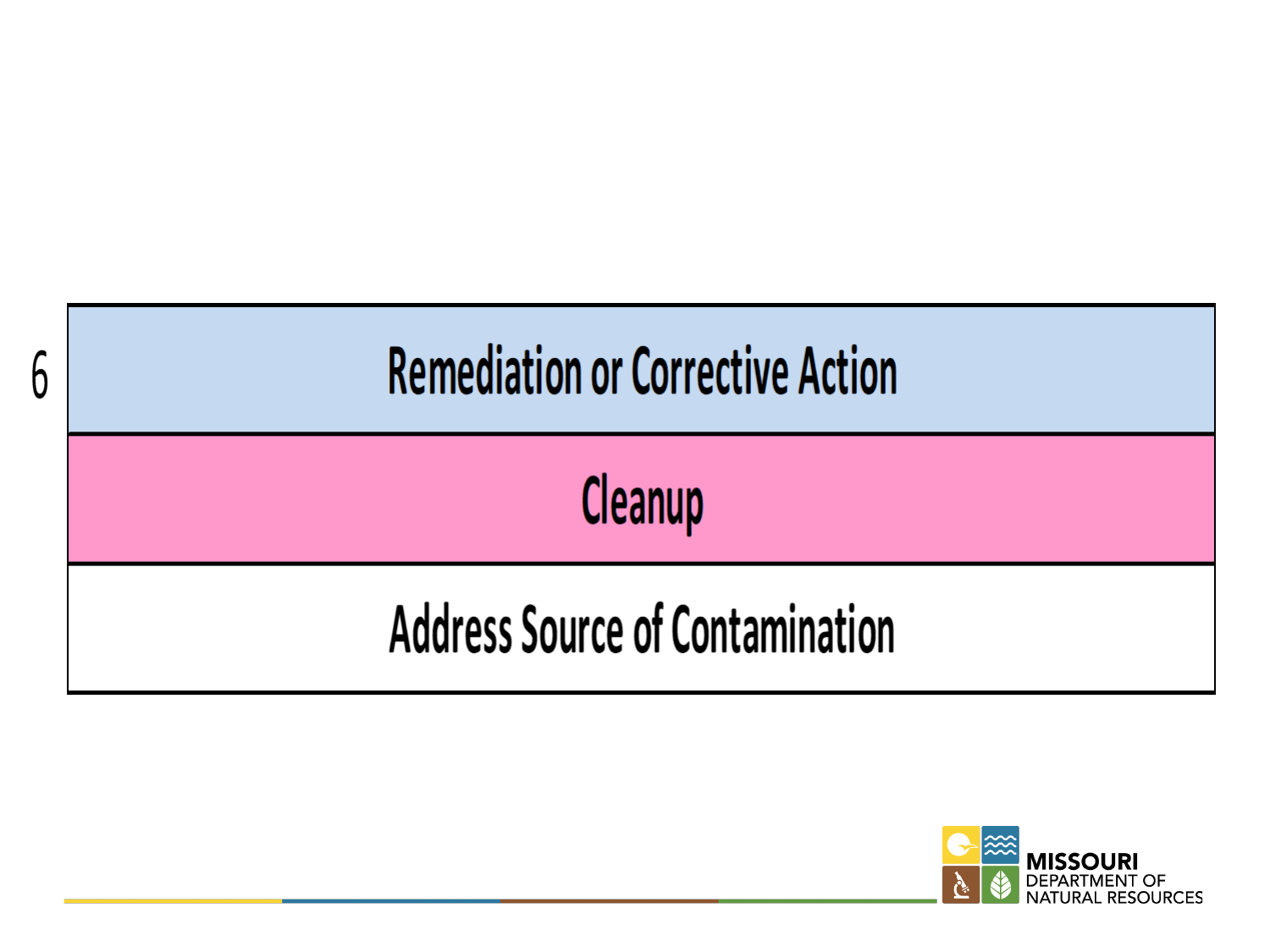6

| Remediation or Corrective Action |
| --- |
| Cleanup |
| Address Source of Contamination |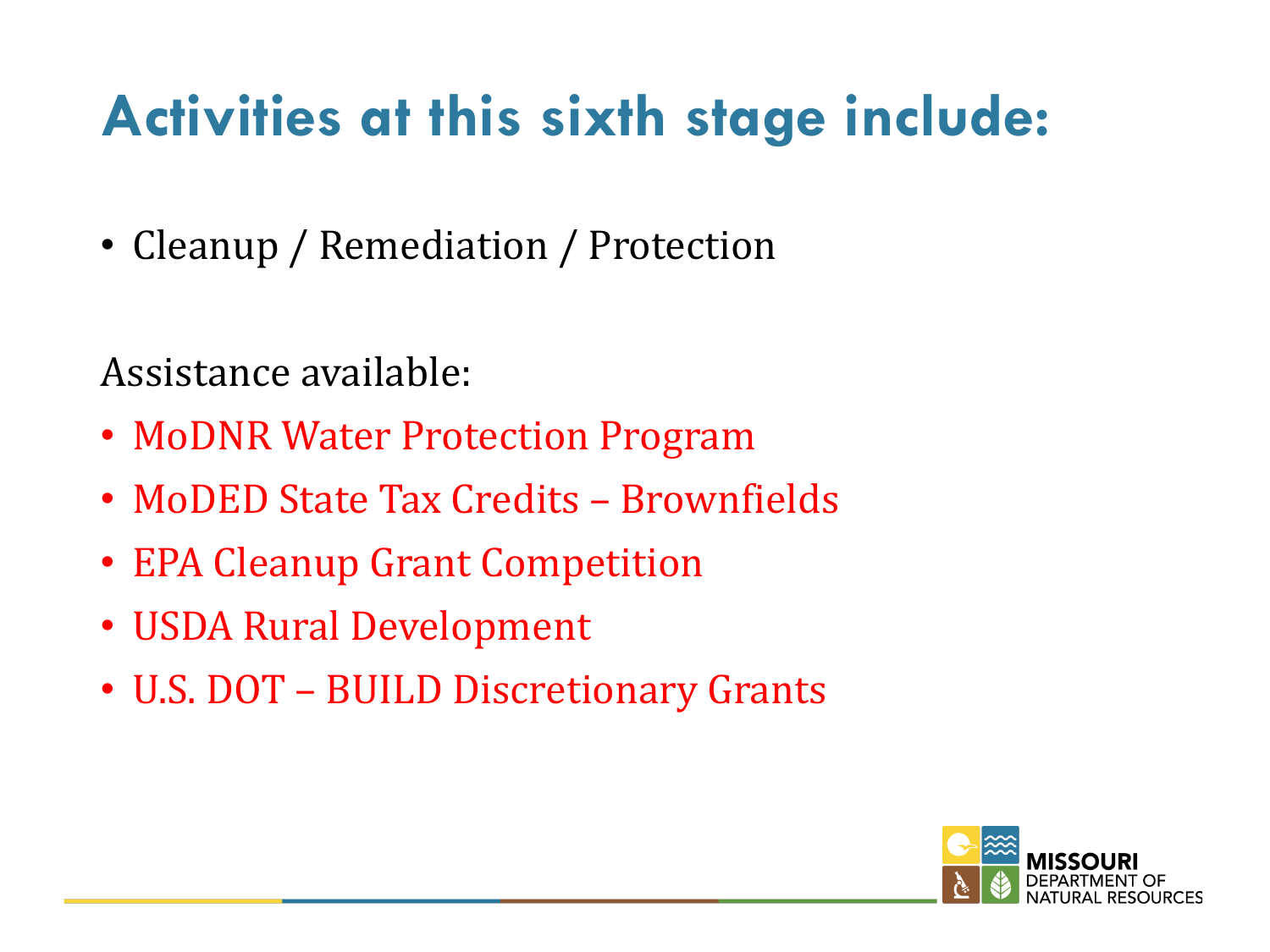# Activities at this sixth stage include:

- Cleanup / Remediation / Protection

Assistance available:

- MoDNR Water Protection Program
- MoDED State Tax Credits – Brownfields
- EPA Cleanup Grant Competition
- USDA Rural Development
- U.S. DOT – BUILD Discretionary Grants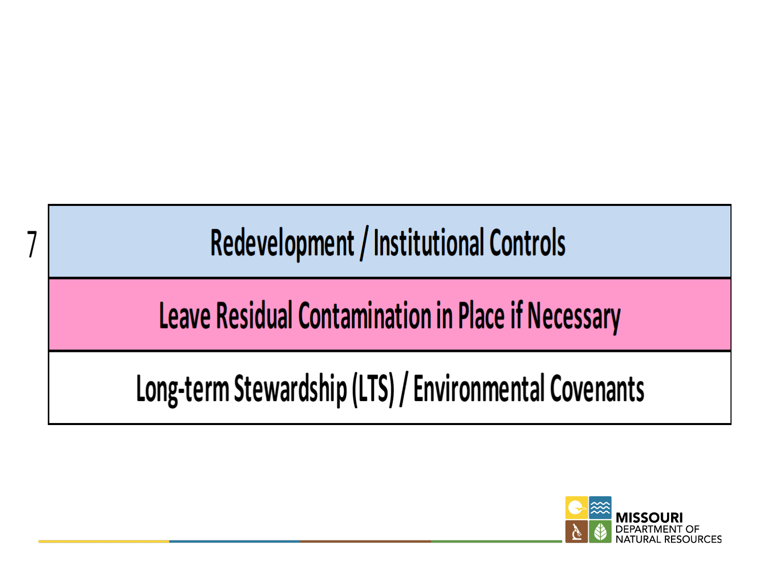| 7 | Redevelopment / Institutional Controls |
|---|---|
| | Leave Residual Contamination in Place if Necessary |
| | Long-term Stewardship (LTS) / Environmental Covenants |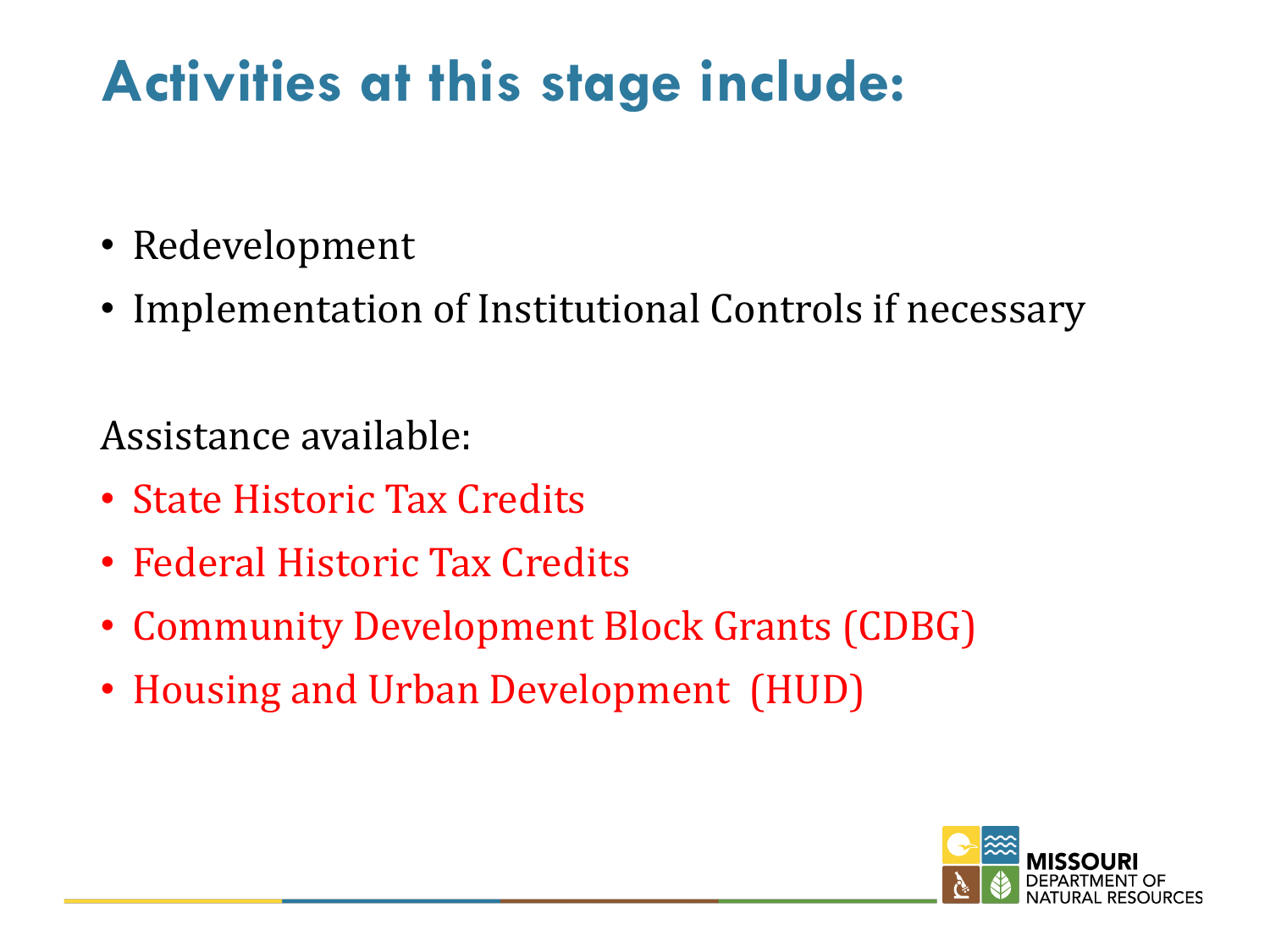# Activities at this stage include:

- Redevelopment
- Implementation of Institutional Controls if necessary

Assistance available:

- State Historic Tax Credits
- Federal Historic Tax Credits
- Community Development Block Grants (CDBG)
- Housing and Urban Development (HUD)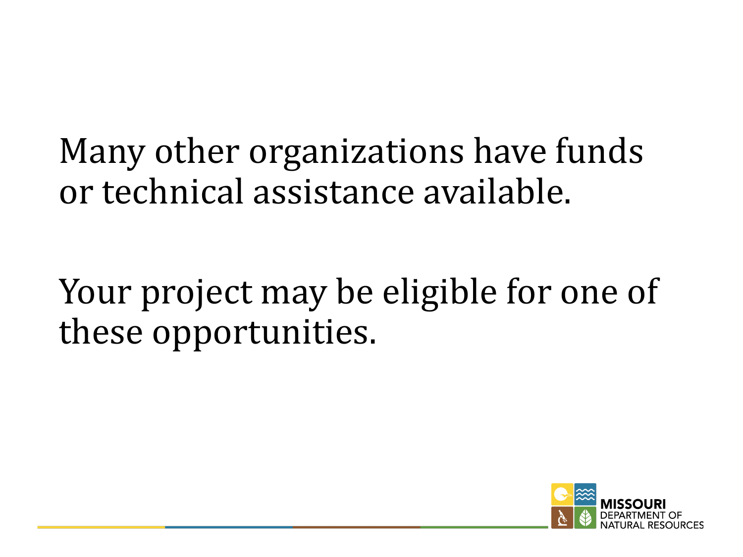Many other organizations have funds or technical assistance available.

Your project may be eligible for one of these opportunities.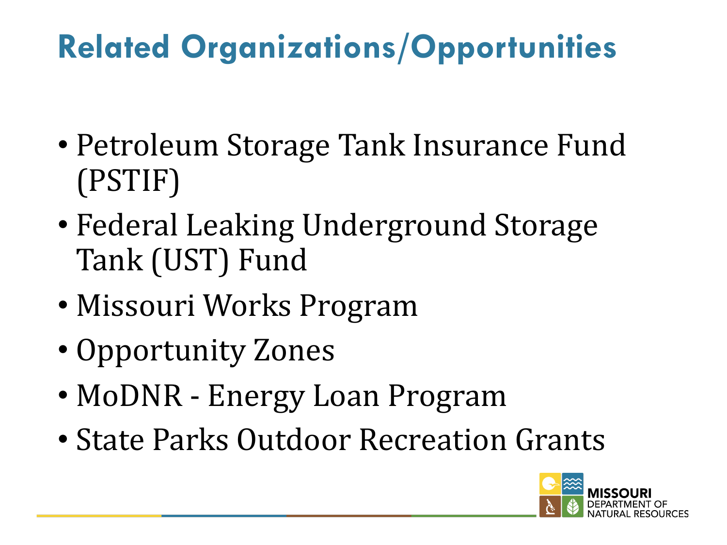# Related Organizations/Opportunities

- Petroleum Storage Tank Insurance Fund (PSTIF)
- Federal Leaking Underground Storage Tank (UST) Fund
- Missouri Works Program
- Opportunity Zones
- MoDNR - Energy Loan Program
- State Parks Outdoor Recreation Grants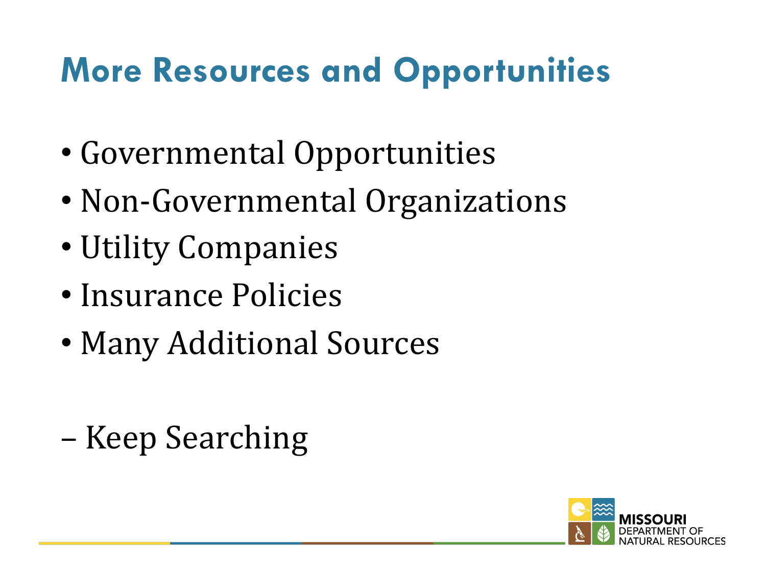# More Resources and Opportunities

- Governmental Opportunities
- Non-Governmental Organizations
- Utility Companies
- Insurance Policies
- Many Additional Sources

– Keep Searching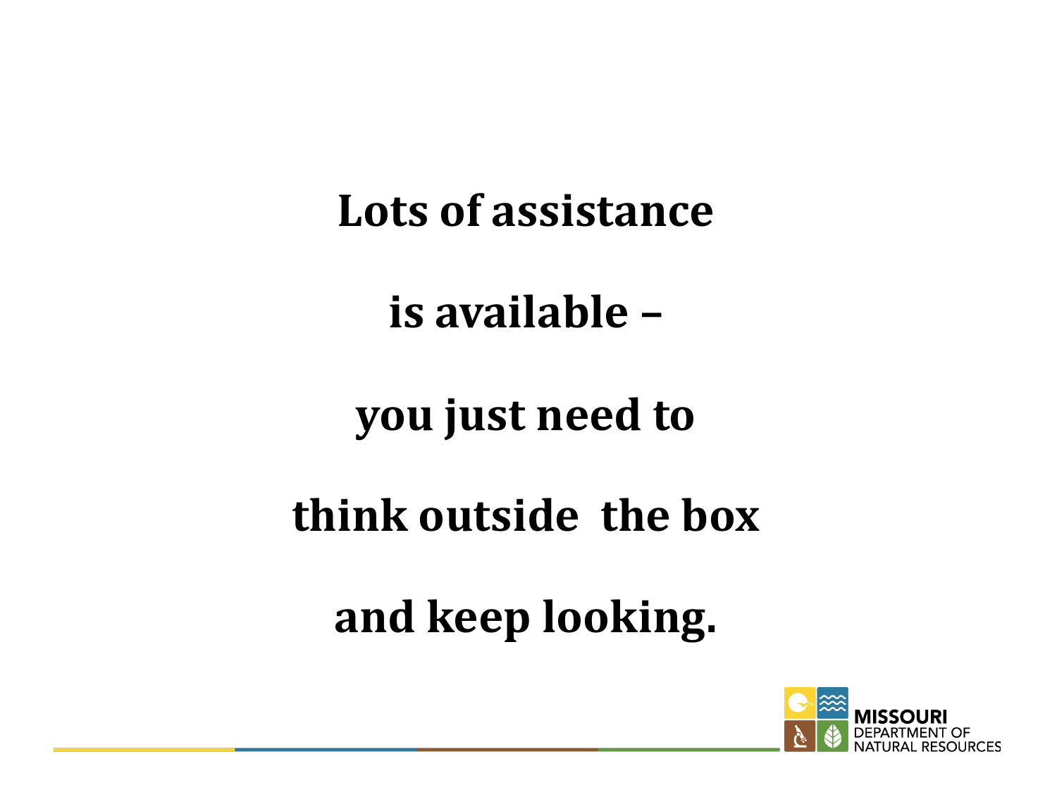**Lots of assistance**

**is available –**

**you just need to**

**think outside the box**

**and keep looking.**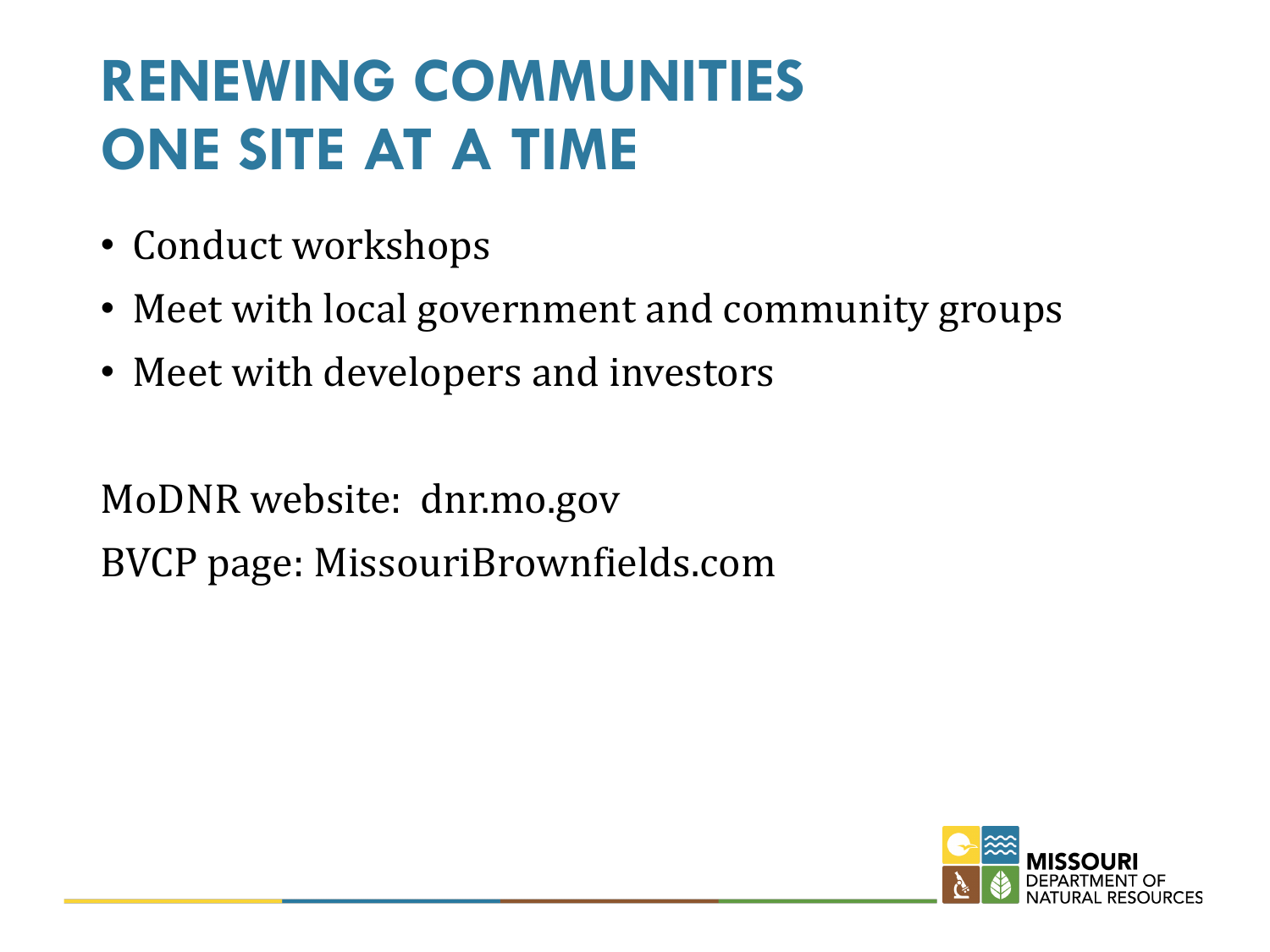# RENEWING COMMUNITIES ONE SITE AT A TIME

- Conduct workshops
- Meet with local government and community groups
- Meet with developers and investors

MoDNR website: dnr.mo.gov

BVCP page: MissouriBrownfields.com